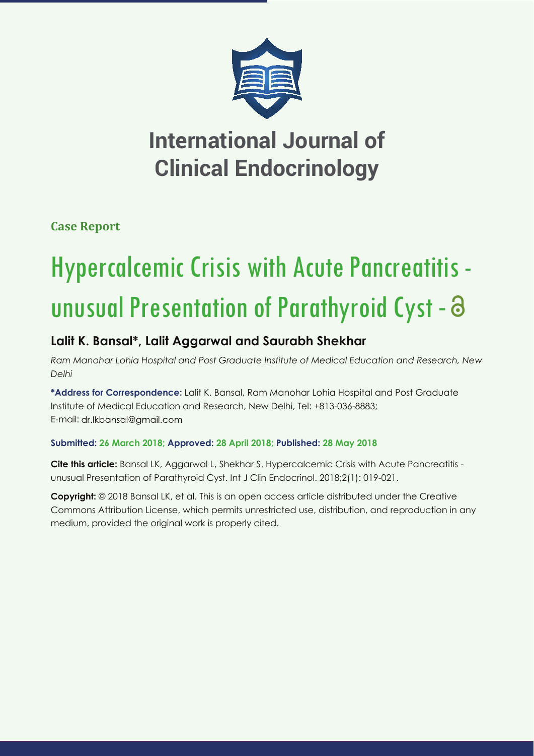# International Journal of Clinical Endocrinology

**Case Report**

# Hypercalcemic Crisis with Acute Pancreatitis - unusual Presentation of Parathyroid Cyst -

## Lalit K. Bansal*, Lalit Aggarwal and Saurabh Shekhar

*Ram Manohar Lohia Hospital and Post Graduate Institute of Medical Education and Research, New Delhi*

**\*Address for Correspondence:** Lalit K. Bansal, Ram Manohar Lohia Hospital and Post Graduate Institute of Medical Education and Research, New Delhi, Tel: +813-036-8883; E-mail: dr.lkbansal@gmail.com

**Submitted: 26 March 2018; Approved: 28 April 2018; Published: 28 May 2018**

**Cite this article:** Bansal LK, Aggarwal L, Shekhar S. Hypercalcemic Crisis with Acute Pancreatitis - unusual Presentation of Parathyroid Cyst. Int J Clin Endocrinol. 2018;2(1): 019-021.

**Copyright:** © 2018 Bansal LK, et al. This is an open access article distributed under the Creative Commons Attribution License, which permits unrestricted use, distribution, and reproduction in any medium, provided the original work is properly cited.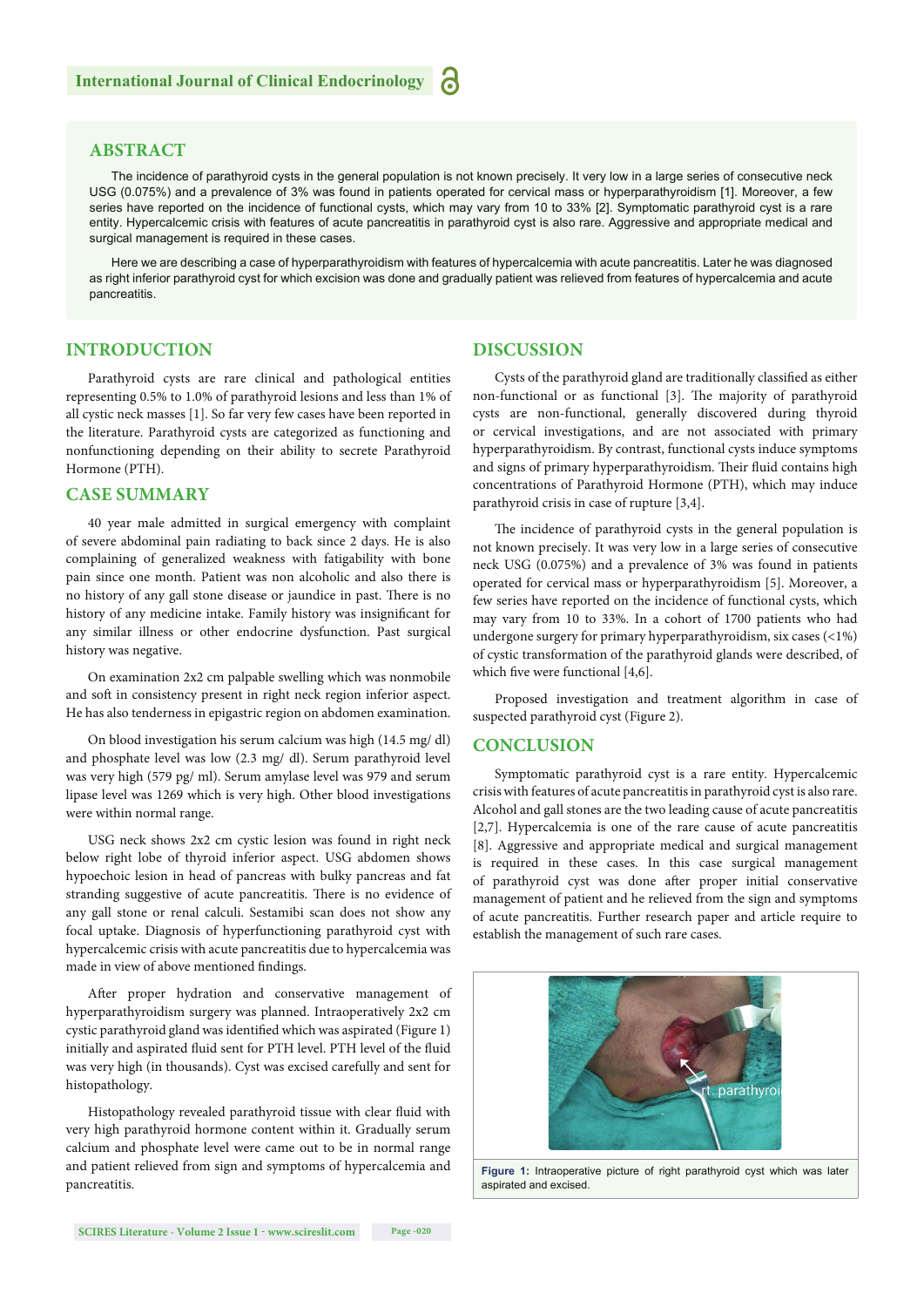## ABSTRACT

The incidence of parathyroid cysts in the general population is not known precisely. It very low in a large series of consecutive neck USG (0.075%) and a prevalence of 3% was found in patients operated for cervical mass or hyperparathyroidism [1]. Moreover, a few series have reported on the incidence of functional cysts, which may vary from 10 to 33% [2]. Symptomatic parathyroid cyst is a rare entity. Hypercalcemic crisis with features of acute pancreatitis in parathyroid cyst is also rare. Aggressive and appropriate medical and surgical management is required in these cases.

Here we are describing a case of hyperparathyroidism with features of hypercalcemia with acute pancreatitis. Later he was diagnosed as right inferior parathyroid cyst for which excision was done and gradually patient was relieved from features of hypercalcemia and acute pancreatitis.

## INTRODUCTION

Parathyroid cysts are rare clinical and pathological entities representing 0.5% to 1.0% of parathyroid lesions and less than 1% of all cystic neck masses [1]. So far very few cases have been reported in the literature. Parathyroid cysts are categorized as functioning and nonfunctioning depending on their ability to secrete Parathyroid Hormone (PTH).

## CASE SUMMARY

40 year male admitted in surgical emergency with complaint of severe abdominal pain radiating to back since 2 days. He is also complaining of generalized weakness with fatigability with bone pain since one month. Patient was non alcoholic and also there is no history of any gall stone disease or jaundice in past. There is no history of any medicine intake. Family history was insignificant for any similar illness or other endocrine dysfunction. Past surgical history was negative.

On examination 2x2 cm palpable swelling which was nonmobile and soft in consistency present in right neck region inferior aspect. He has also tenderness in epigastric region on abdomen examination.

On blood investigation his serum calcium was high (14.5 mg/ dl) and phosphate level was low (2.3 mg/ dl). Serum parathyroid level was very high (579 pg/ ml). Serum amylase level was 979 and serum lipase level was 1269 which is very high. Other blood investigations were within normal range.

USG neck shows 2x2 cm cystic lesion was found in right neck below right lobe of thyroid inferior aspect. USG abdomen shows hypoechoic lesion in head of pancreas with bulky pancreas and fat stranding suggestive of acute pancreatitis. There is no evidence of any gall stone or renal calculi. Sestamibi scan does not show any focal uptake. Diagnosis of hyperfunctioning parathyroid cyst with hypercalcemic crisis with acute pancreatitis due to hypercalcemia was made in view of above mentioned findings.

After proper hydration and conservative management of hyperparathyroidism surgery was planned. Intraoperatively 2x2 cm cystic parathyroid gland was identified which was aspirated (Figure 1) initially and aspirated fluid sent for PTH level. PTH level of the fluid was very high (in thousands). Cyst was excised carefully and sent for histopathology.

Histopathology revealed parathyroid tissue with clear fluid with very high parathyroid hormone content within it. Gradually serum calcium and phosphate level were came out to be in normal range and patient relieved from sign and symptoms of hypercalcemia and pancreatitis.

## DISCUSSION

Cysts of the parathyroid gland are traditionally classified as either non-functional or as functional [3]. The majority of parathyroid cysts are non-functional, generally discovered during thyroid or cervical investigations, and are not associated with primary hyperparathyroidism. By contrast, functional cysts induce symptoms and signs of primary hyperparathyroidism. Their fluid contains high concentrations of Parathyroid Hormone (PTH), which may induce parathyroid crisis in case of rupture [3,4].

The incidence of parathyroid cysts in the general population is not known precisely. It was very low in a large series of consecutive neck USG (0.075%) and a prevalence of 3% was found in patients operated for cervical mass or hyperparathyroidism [5]. Moreover, a few series have reported on the incidence of functional cysts, which may vary from 10 to 33%. In a cohort of 1700 patients who had undergone surgery for primary hyperparathyroidism, six cases (<1%) of cystic transformation of the parathyroid glands were described, of which five were functional [4,6].

Proposed investigation and treatment algorithm in case of suspected parathyroid cyst (Figure 2).

## CONCLUSION

Symptomatic parathyroid cyst is a rare entity. Hypercalcemic crisis with features of acute pancreatitis in parathyroid cyst is also rare. Alcohol and gall stones are the two leading cause of acute pancreatitis [2,7]. Hypercalcemia is one of the rare cause of acute pancreatitis [8]. Aggressive and appropriate medical and surgical management is required in these cases. In this case surgical management of parathyroid cyst was done after proper initial conservative management of patient and he relieved from the sign and symptoms of acute pancreatitis. Further research paper and article require to establish the management of such rare cases.

rt. parathyroi

**Figure 1:** Intraoperative picture of right parathyroid cyst which was later aspirated and excised.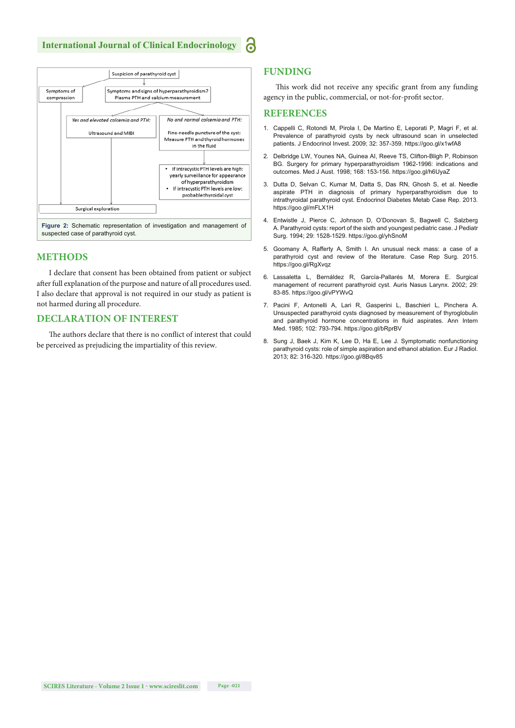Suspicion of parathyroid cyst

Symptoms of compression

Symptoms and signs of hyperparathyroidism? Plasma PTH and calcium measurement

*Yes and elevated calcemia and PTH:*

Ultrasound and MIBI

*No and normal calcemia and PTH:*

Fine-needle puncture of the cyst: Measure PTH and thyroid hormones in the fluid

- If intracystic PTH levels are *high*: yearly surveillance for appearance of hyperparathyroidism
- If intracystic PTH levels are *low*: probable thyroidal cyst

Surgical exploration

**Figure 2:** Schematic representation of investigation and management of suspected case of parathyroid cyst.

## METHODS

I declare that consent has been obtained from patient or subject after full explanation of the purpose and nature of all procedures used. I also declare that approval is not required in our study as patient is not harmed during all procedure.

## DECLARATION OF INTEREST

The authors declare that there is no conflict of interest that could be perceived as prejudicing the impartiality of this review.

## FUNDING

This work did not receive any specific grant from any funding agency in the public, commercial, or not-for-profit sector.

## REFERENCES

1. Cappelli C, Rotondi M, Pirola I, De Martino E, Leporati P, Magri F, et al. Prevalence of parathyroid cysts by neck ultrasound scan in unselected patients. J Endocrinol Invest. 2009; 32: 357-359. https://goo.gl/x1wfA8
2. Delbridge LW, Younes NA, Guinea AI, Reeve TS, Clifton-Bligh P, Robinson BG. Surgery for primary hyperparathyroidism 1962-1996: indications and outcomes. Med J Aust. 1998; 168: 153-156. https://goo.gl/h6UyaZ
3. Dutta D, Selvan C, Kumar M, Datta S, Das RN, Ghosh S, et al. Needle aspirate PTH in diagnosis of primary hyperparathyroidism due to intrathyroidal parathyroid cyst. Endocrinol Diabetes Metab Case Rep. 2013. https://goo.gl/mFLX1H
4. Entwistle J, Pierce C, Johnson D, O'Donovan S, Bagwell C, Salzberg A. Parathyroid cysts: report of the sixth and youngest pediatric case. J Pediatr Surg. 1994; 29: 1528-1529. https://goo.gl/yhSnoM
5. Goomany A, Rafferty A, Smith I. An unusual neck mass: a case of a parathyroid cyst and review of the literature. Case Rep Surg. 2015. https://goo.gl/RgXvqz
6. Lassaletta L, Bernáldez R, García-Pallarés M, Morera E. Surgical management of recurrent parathyroid cyst. Auris Nasus Larynx. 2002; 29: 83-85. https://goo.gl/vPYWvQ
7. Pacini F, Antonelli A, Lari R, Gasperini L, Baschieri L, Pinchera A. Unsuspected parathyroid cysts diagnosed by measurement of thyroglobulin and parathyroid hormone concentrations in fluid aspirates. Ann Intern Med. 1985; 102: 793-794. https://goo.gl/bRprBV
8. Sung J, Baek J, Kim K, Lee D, Ha E, Lee J. Symptomatic nonfunctioning parathyroid cysts: role of simple aspiration and ethanol ablation. Eur J Radiol. 2013; 82: 316-320. https://goo.gl/8Bqv85